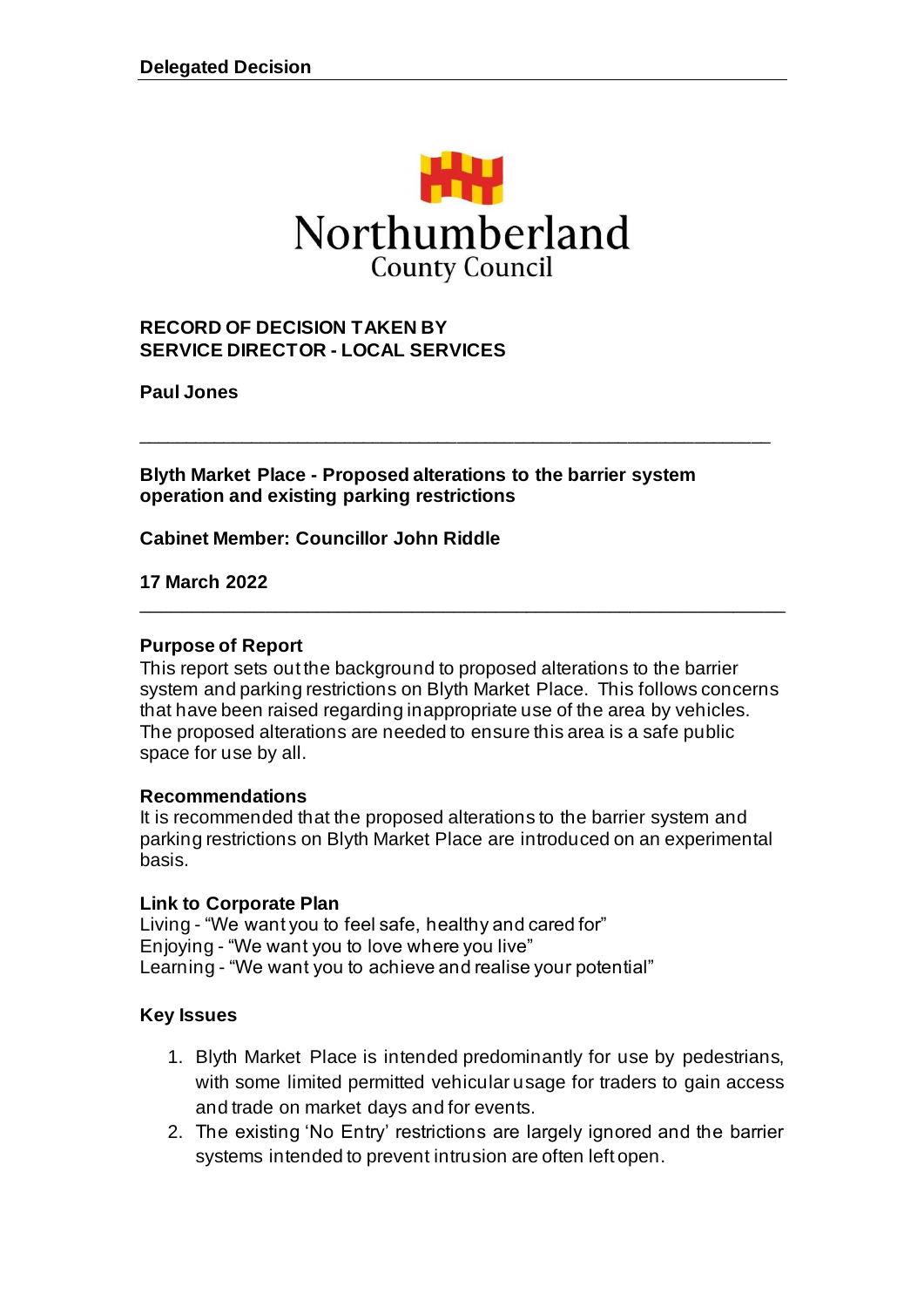**Delegated Decision**

Northumberland County Council

**RECORD OF DECISION TAKEN BY SERVICE DIRECTOR - LOCAL SERVICES**

**Paul Jones**

---

**Blyth Market Place - Proposed alterations to the barrier system operation and existing parking restrictions**

**Cabinet Member: Councillor John Riddle**

**17 March 2022**

---

### Purpose of Report

This report sets out the background to proposed alterations to the barrier system and parking restrictions on Blyth Market Place. This follows concerns that have been raised regarding inappropriate use of the area by vehicles. The proposed alterations are needed to ensure this area is a safe public space for use by all.

### Recommendations

It is recommended that the proposed alterations to the barrier system and parking restrictions on Blyth Market Place are introduced on an experimental basis.

### Link to Corporate Plan

Living - "We want you to feel safe, healthy and cared for"
Enjoying - "We want you to love where you live"
Learning - "We want you to achieve and realise your potential"

### Key Issues

1. Blyth Market Place is intended predominantly for use by pedestrians, with some limited permitted vehicular usage for traders to gain access and trade on market days and for events.
2. The existing 'No Entry' restrictions are largely ignored and the barrier systems intended to prevent intrusion are often left open.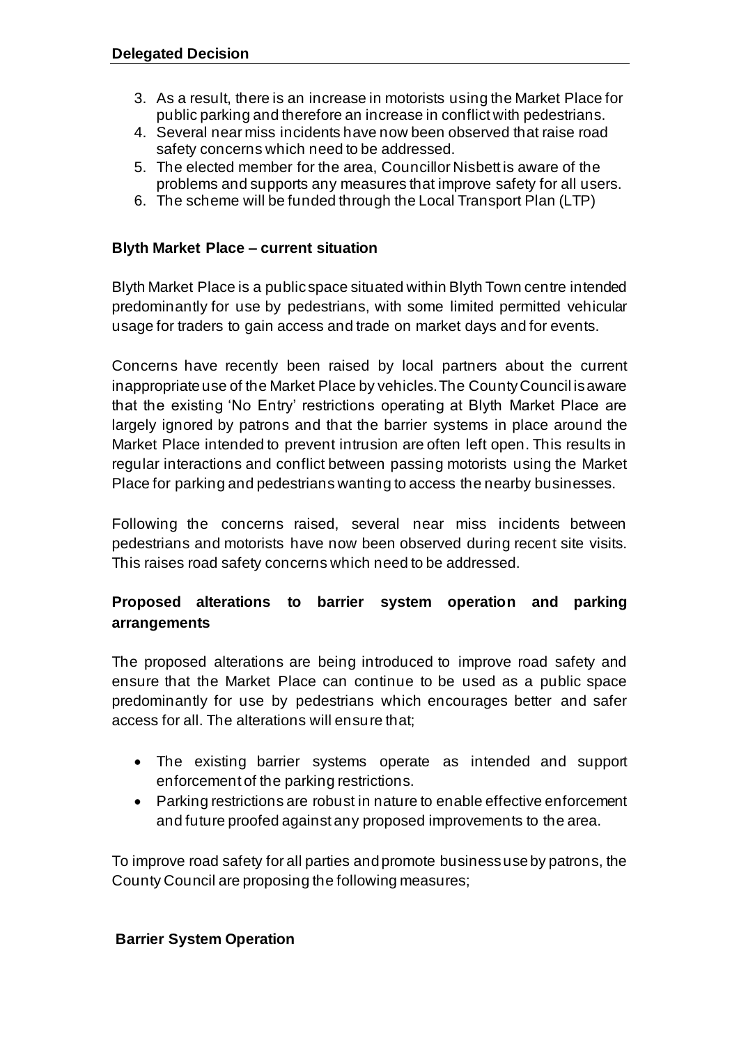3. As a result, there is an increase in motorists using the Market Place for public parking and therefore an increase in conflict with pedestrians.
4. Several near miss incidents have now been observed that raise road safety concerns which need to be addressed.
5. The elected member for the area, Councillor Nisbett is aware of the problems and supports any measures that improve safety for all users.
6. The scheme will be funded through the Local Transport Plan (LTP)

**Blyth Market Place – current situation**

Blyth Market Place is a public space situated within Blyth Town centre intended predominantly for use by pedestrians, with some limited permitted vehicular usage for traders to gain access and trade on market days and for events.

Concerns have recently been raised by local partners about the current inappropriate use of the Market Place by vehicles. The County Council is aware that the existing 'No Entry' restrictions operating at Blyth Market Place are largely ignored by patrons and that the barrier systems in place around the Market Place intended to prevent intrusion are often left open. This results in regular interactions and conflict between passing motorists using the Market Place for parking and pedestrians wanting to access the nearby businesses.

Following the concerns raised, several near miss incidents between pedestrians and motorists have now been observed during recent site visits. This raises road safety concerns which need to be addressed.

**Proposed alterations to barrier system operation and parking arrangements**

The proposed alterations are being introduced to improve road safety and ensure that the Market Place can continue to be used as a public space predominantly for use by pedestrians which encourages better and safer access for all. The alterations will ensure that;

- The existing barrier systems operate as intended and support enforcement of the parking restrictions.
- Parking restrictions are robust in nature to enable effective enforcement and future proofed against any proposed improvements to the area.

To improve road safety for all parties and promote business use by patrons, the County Council are proposing the following measures;

**Barrier System Operation**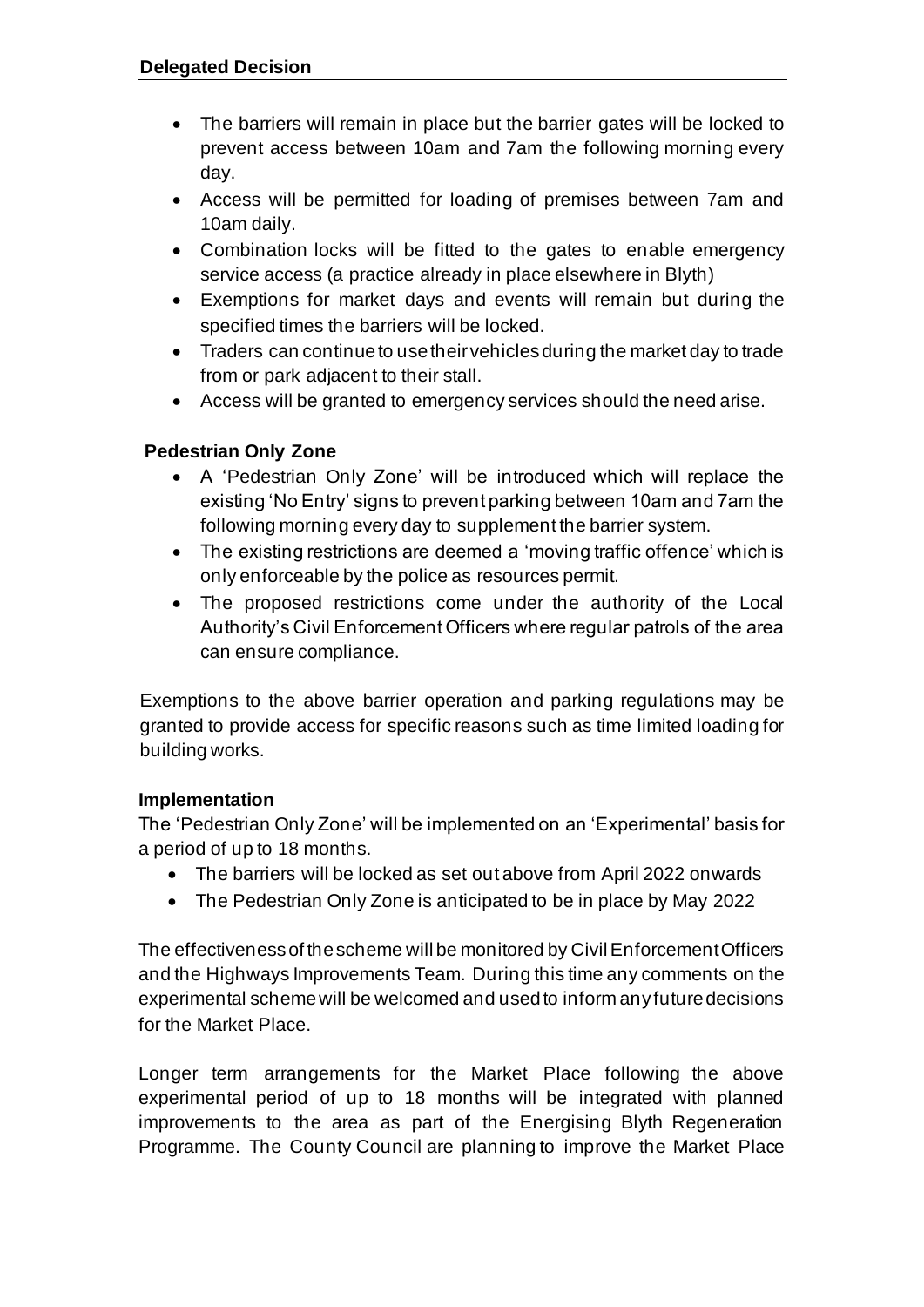- The barriers will remain in place but the barrier gates will be locked to prevent access between 10am and 7am the following morning every day.
- Access will be permitted for loading of premises between 7am and 10am daily.
- Combination locks will be fitted to the gates to enable emergency service access (a practice already in place elsewhere in Blyth)
- Exemptions for market days and events will remain but during the specified times the barriers will be locked.
- Traders can continue to use their vehicles during the market day to trade from or park adjacent to their stall.
- Access will be granted to emergency services should the need arise.

**Pedestrian Only Zone**

- A 'Pedestrian Only Zone' will be introduced which will replace the existing 'No Entry' signs to prevent parking between 10am and 7am the following morning every day to supplement the barrier system.
- The existing restrictions are deemed a 'moving traffic offence' which is only enforceable by the police as resources permit.
- The proposed restrictions come under the authority of the Local Authority's Civil Enforcement Officers where regular patrols of the area can ensure compliance.

Exemptions to the above barrier operation and parking regulations may be granted to provide access for specific reasons such as time limited loading for building works.

**Implementation**

The 'Pedestrian Only Zone' will be implemented on an 'Experimental' basis for a period of up to 18 months.

- The barriers will be locked as set out above from April 2022 onwards
- The Pedestrian Only Zone is anticipated to be in place by May 2022

The effectiveness of the scheme will be monitored by Civil Enforcement Officers and the Highways Improvements Team. During this time any comments on the experimental scheme will be welcomed and used to inform any future decisions for the Market Place.

Longer term arrangements for the Market Place following the above experimental period of up to 18 months will be integrated with planned improvements to the area as part of the Energising Blyth Regeneration Programme. The County Council are planning to improve the Market Place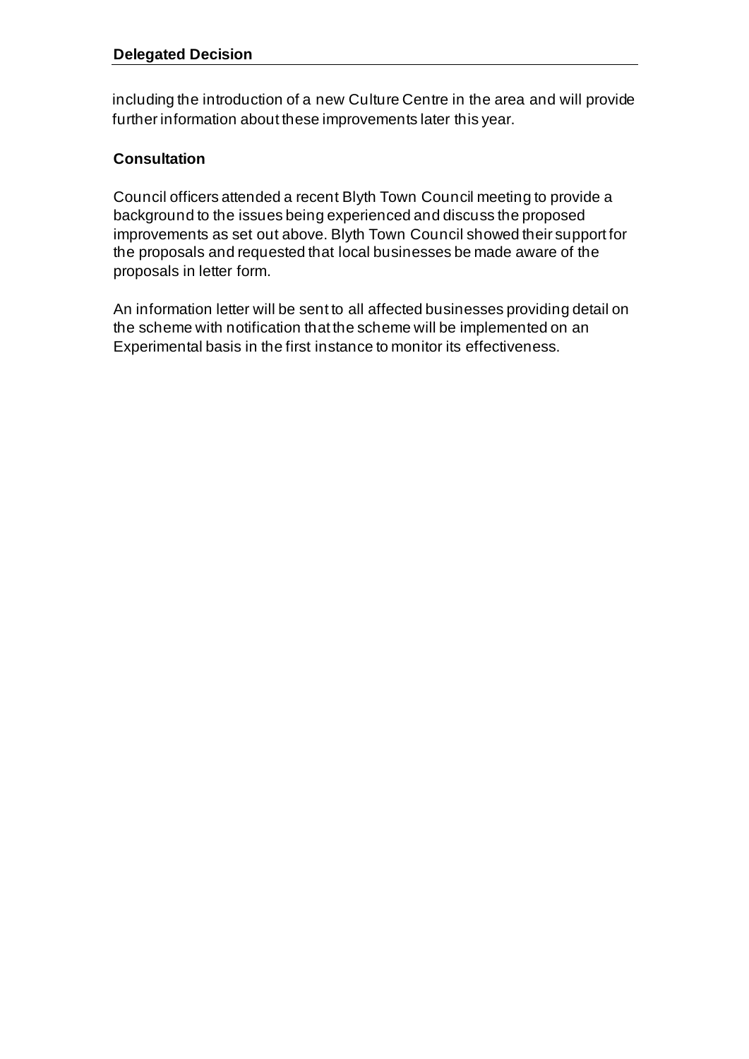including the introduction of a new Culture Centre in the area and will provide further information about these improvements later this year.

**Consultation**

Council officers attended a recent Blyth Town Council meeting to provide a background to the issues being experienced and discuss the proposed improvements as set out above. Blyth Town Council showed their support for the proposals and requested that local businesses be made aware of the proposals in letter form.

An information letter will be sent to all affected businesses providing detail on the scheme with notification that the scheme will be implemented on an Experimental basis in the first instance to monitor its effectiveness.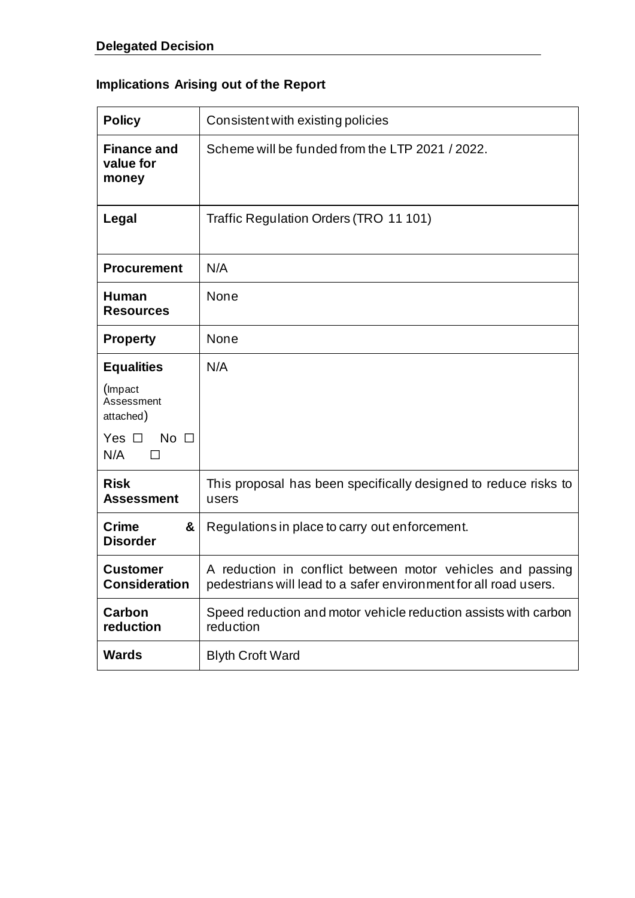**Delegated Decision**

## Implications Arising out of the Report

| | |
|---|---|
| **Policy** | Consistent with existing policies |
| **Finance and value for money** | Scheme will be funded from the LTP 2021 / 2022. |
| **Legal** | Traffic Regulation Orders (TRO 11 101) |
| **Procurement** | N/A |
| **Human Resources** | None |
| **Property** | None |
| **Equalities** (Impact Assessment attached) Yes ☐ No ☐ N/A ☐ | N/A |
| **Risk Assessment** | This proposal has been specifically designed to reduce risks to users |
| **Crime & Disorder** | Regulations in place to carry out enforcement. |
| **Customer Consideration** | A reduction in conflict between motor vehicles and passing pedestrians will lead to a safer environment for all road users. |
| **Carbon reduction** | Speed reduction and motor vehicle reduction assists with carbon reduction |
| **Wards** | Blyth Croft Ward |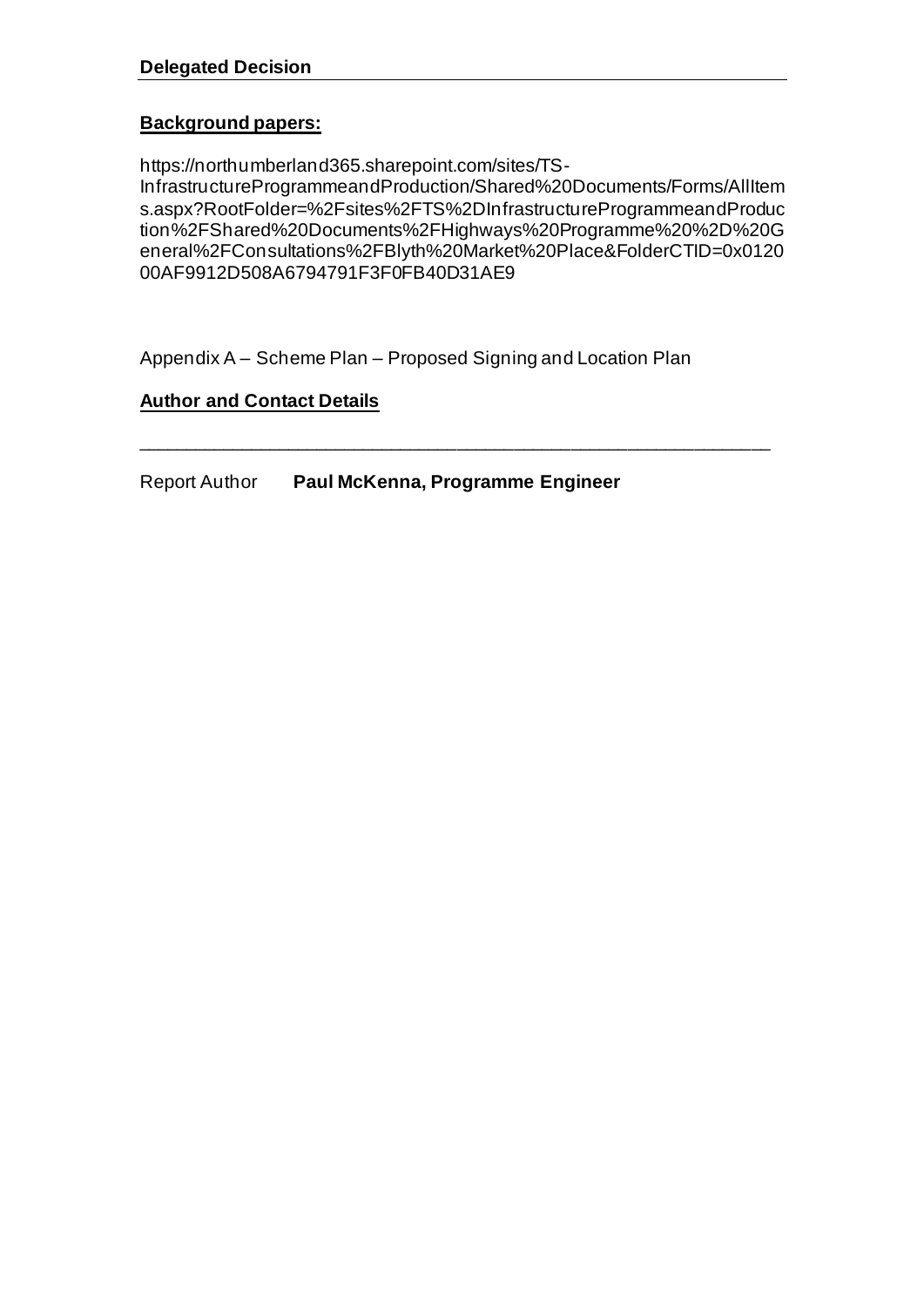**Delegated Decision**

**Background papers:**

https://northumberland365.sharepoint.com/sites/TS-InfrastructureProgrammeandProduction/Shared%20Documents/Forms/AllItems.aspx?RootFolder=%2Fsites%2FTS%2DInfrastructureProgrammeandProduction%2FShared%20Documents%2FHighways%20Programme%20%2D%20General%2FConsultations%2FBlyth%20Market%20Place&FolderCTID=0x012000AF9912D508A6794791F3F0FB40D31AE9

Appendix A – Scheme Plan – Proposed Signing and Location Plan

**Author and Contact Details**

---

Report Author **Paul McKenna, Programme Engineer**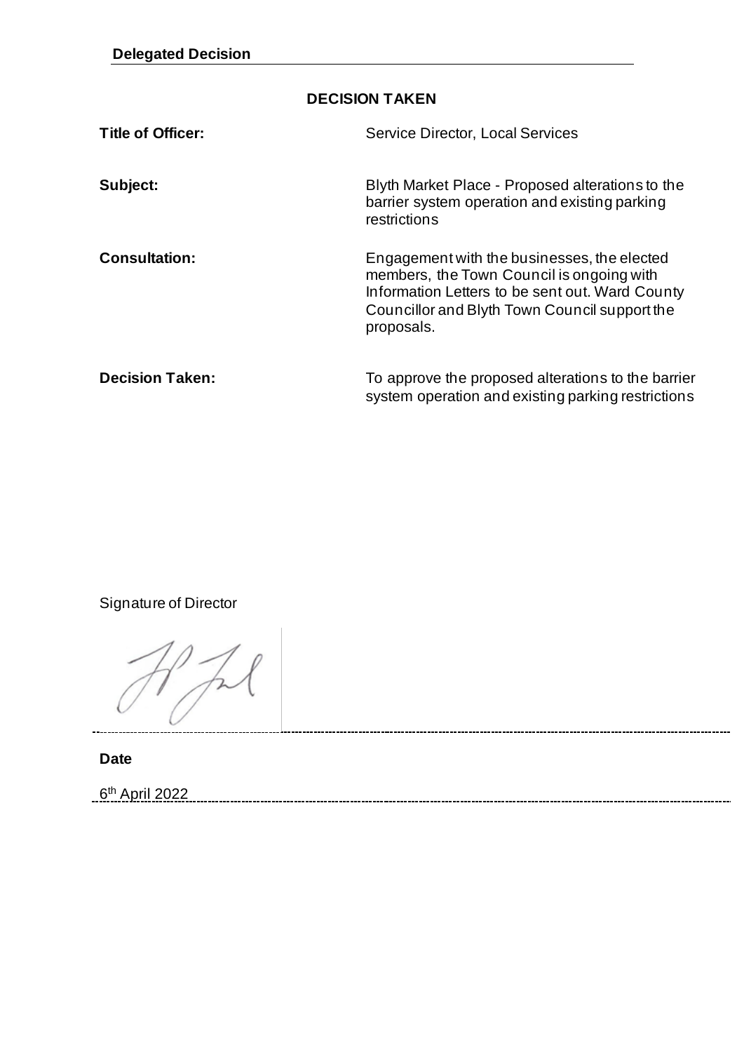**Delegated Decision**

**DECISION TAKEN**

| | |
|---|---|
| **Title of Officer:** | Service Director, Local Services |
| **Subject:** | Blyth Market Place - Proposed alterations to the barrier system operation and existing parking restrictions |
| **Consultation:** | Engagement with the businesses, the elected members, the Town Council is ongoing with Information Letters to be sent out. Ward County Councillor and Blyth Town Council support the proposals. |
| **Decision Taken:** | To approve the proposed alterations to the barrier system operation and existing parking restrictions |

Signature of Director

**Date**

6th April 2022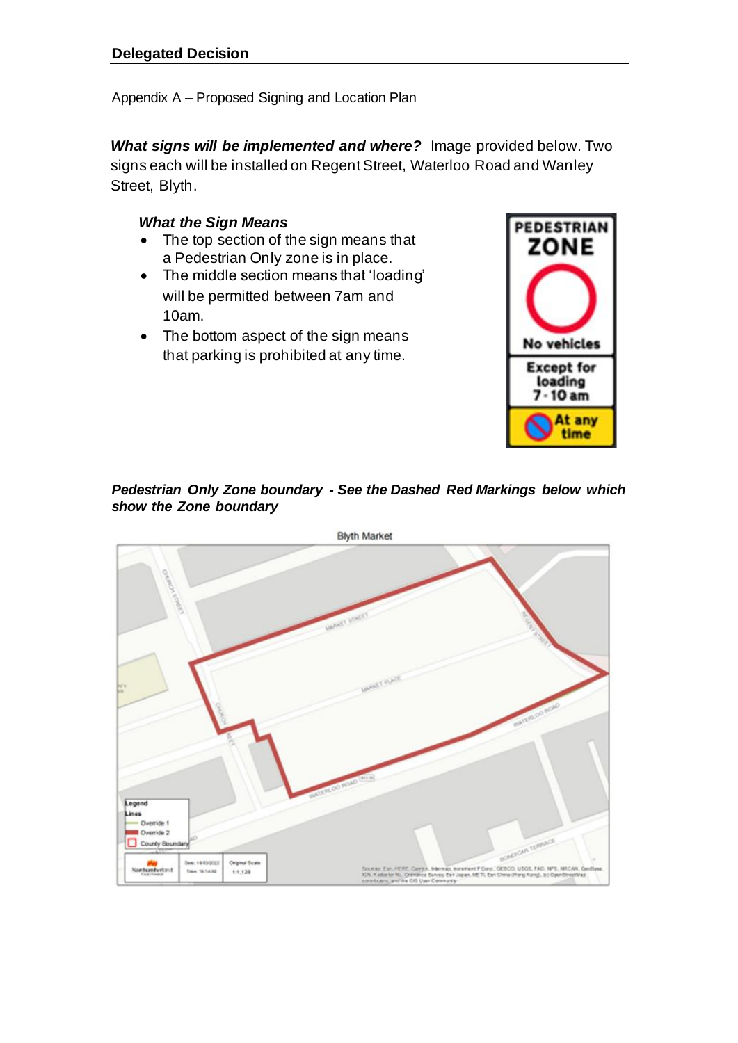**Delegated Decision**

Appendix A – Proposed Signing and Location Plan

***What signs will be implemented and where?*** Image provided below. Two signs each will be installed on Regent Street, Waterloo Road and Wanley Street, Blyth.

***What the Sign Means***

- The top section of the sign means that a Pedestrian Only zone is in place.
- The middle section means that 'loading' will be permitted between 7am and 10am.
- The bottom aspect of the sign means that parking is prohibited at any time.

PEDESTRIAN ZONE

No vehicles

Except for loading 7 - 10 am

At any time

***Pedestrian Only Zone boundary - See the Dashed Red Markings below which show the Zone boundary***

Blyth Market

CHURCH STREET

MARKET STREET

REGENT STREET

MARKET PLACE

CHURCH STREET

WATERLOO ROAD

WATERLOO ROAD

BONDICAR TERRACE

Legend

Lines

Override 1

Override 2

County Boundary